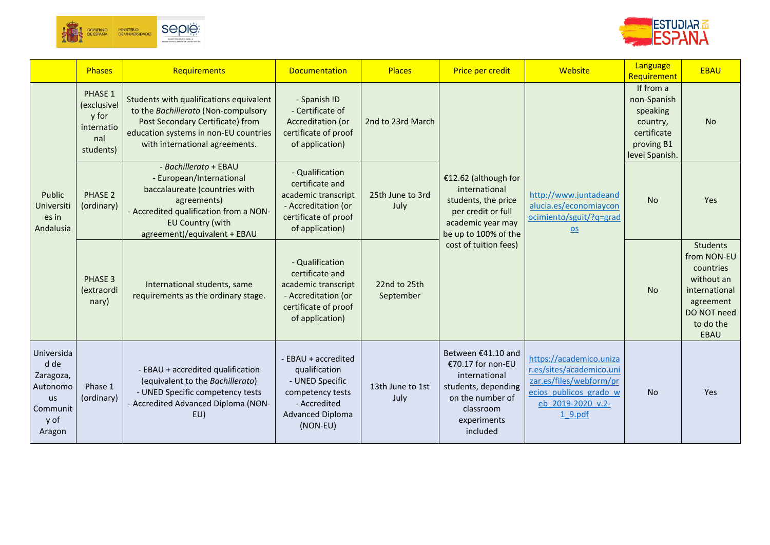| | Phases | Requirements | Documentation | Places | Price per credit | Website | Language Requirement | EBAU |
|---|---|---|---|---|---|---|---|---|
| Public Universities in Andalusia | PHASE 1 (exclusively for international students) | Students with qualifications equivalent to the *Bachillerato* (Non-compulsory Post Secondary Certificate) from education systems in non-EU countries with international agreements. | - Spanish ID<br>- Certificate of Accreditation (or certificate of proof of application) | 2nd to 23rd March | €12.62 (although for international students, the price per credit or full academic year may be up to 100% of the cost of tuition fees) | http://www.juntadeandalucia.es/economiayconocimiento/sguit/?q=grados | If from a non-Spanish speaking country, certificate proving B1 level Spanish. | No |
| | PHASE 2 (ordinary) | - *Bachillerato* + EBAU<br>- European/International baccalaureate (countries with agreements)<br>- Accredited qualification from a NON-EU Country (with agreement)/equivalent + EBAU | - Qualification certificate and academic transcript<br>- Accreditation (or certificate of proof of application) | 25th June to 3rd July | | | No | Yes |
| | PHASE 3 (extraordinary) | International students, same requirements as the ordinary stage. | - Qualification certificate and academic transcript<br>- Accreditation (or certificate of proof of application) | 22nd to 25th September | | | No | Students from NON-EU countries without an international agreement DO NOT need to do the EBAU |
| Universidad de Zaragoza, Autonomous Community of Aragon | Phase 1 (ordinary) | - EBAU + accredited qualification (equivalent to the *Bachillerato*)<br>- UNED Specific competency tests<br>- Accredited Advanced Diploma (NON-EU) | - EBAU + accredited qualification<br>- UNED Specific competency tests<br>- Accredited Advanced Diploma (NON-EU) | 13th June to 1st July | Between €41.10 and €70.17 for non-EU international students, depending on the number of classroom experiments included | https://academico.unizar.es/sites/academico.unizar.es/files/webform/precios_publicos_grado_web_2019-2020_v.2-1_9.pdf | No | Yes |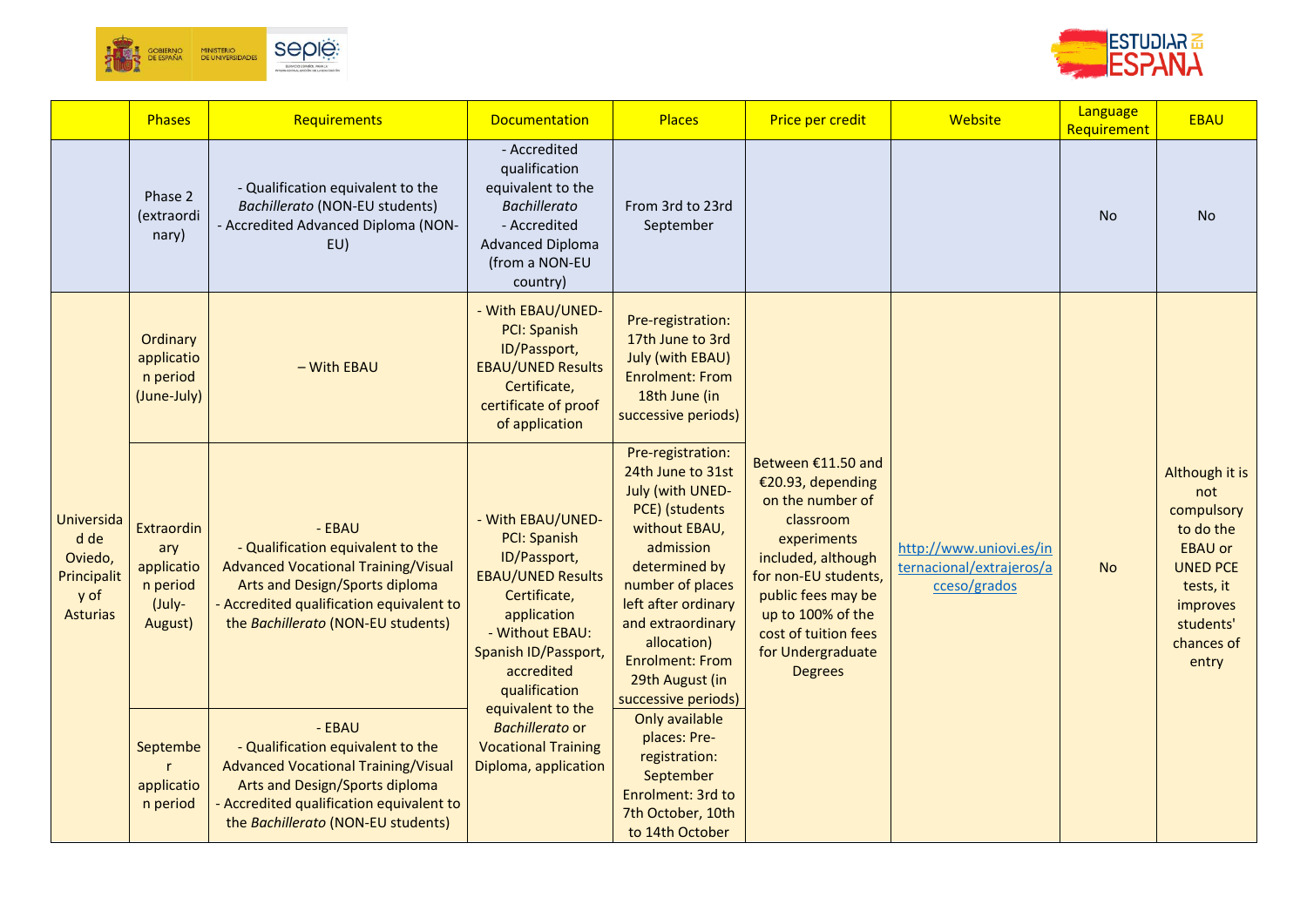| | Phases | Requirements | Documentation | Places | Price per credit | Website | Language Requirement | EBAU |
|---|---|---|---|---|---|---|---|---|
| | Phase 2 (extraordinary) | - Qualification equivalent to the *Bachillerato* (NON-EU students)<br>- Accredited Advanced Diploma (NON-EU) | - Accredited qualification equivalent to the *Bachillerato*<br>- Accredited Advanced Diploma (from a NON-EU country) | From 3rd to 23rd September | | | No | No |
| Universidad de Oviedo, Principality of Asturias | Ordinary application period (June-July) | – With EBAU | - With EBAU/UNED-PCI: Spanish ID/Passport, EBAU/UNED Results Certificate, certificate of proof of application | Pre-registration: 17th June to 3rd July (with EBAU)<br>Enrolment: From 18th June (in successive periods) | Between €11.50 and €20.93, depending on the number of classroom experiments included, although for non-EU students, public fees may be up to 100% of the cost of tuition fees for Undergraduate Degrees | http://www.uniovi.es/internacional/extrajeros/acceso/grados | No | Although it is not compulsory to do the EBAU or UNED PCE tests, it improves students' chances of entry |
| | Extraordinary application period (July-August) | - EBAU<br>- Qualification equivalent to the Advanced Vocational Training/Visual Arts and Design/Sports diploma<br>- Accredited qualification equivalent to the *Bachillerato* (NON-EU students) | - With EBAU/UNED-PCI: Spanish ID/Passport, EBAU/UNED Results Certificate, application<br>- Without EBAU: Spanish ID/Passport, accredited qualification equivalent to the *Bachillerato* or Vocational Training Diploma, application | Pre-registration: 24th June to 31st July (with UNED-PCE) (students without EBAU, admission determined by number of places left after ordinary and extraordinary allocation)<br>Enrolment: From 29th August (in successive periods) | | | | |
| | September application period | - EBAU<br>- Qualification equivalent to the Advanced Vocational Training/Visual Arts and Design/Sports diploma<br>- Accredited qualification equivalent to the *Bachillerato* (NON-EU students) | | Only available places: Pre-registration: September<br>Enrolment: 3rd to 7th October, 10th to 14th October | | | | |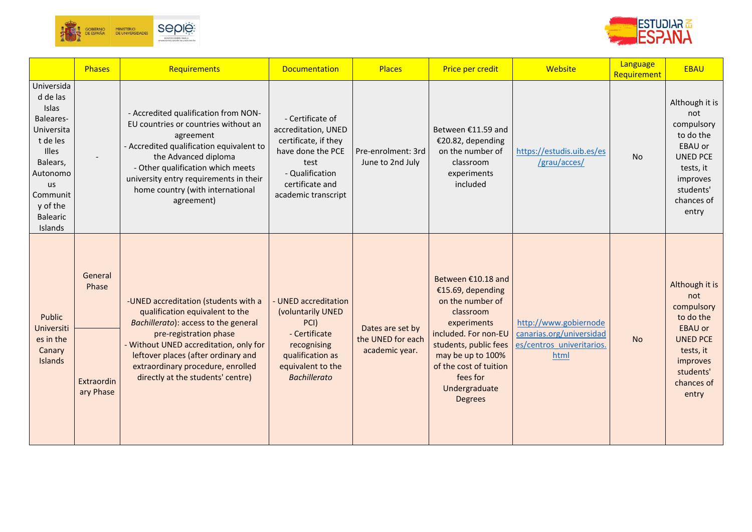| | Phases | Requirements | Documentation | Places | Price per credit | Website | Language Requirement | EBAU |
|---|---|---|---|---|---|---|---|---|
| Universidad de las Islas Baleares-Universitat de les Illes Balears, Autonomous Community of the Balearic Islands | - | - Accredited qualification from NON-EU countries or countries without an agreement<br>- Accredited qualification equivalent to the Advanced diploma<br>- Other qualification which meets university entry requirements in their home country (with international agreement) | - Certificate of accreditation, UNED certificate, if they have done the PCE test<br>- Qualification certificate and academic transcript | Pre-enrolment: 3rd June to 2nd July | Between €11.59 and €20.82, depending on the number of classroom experiments included | https://estudis.uib.es/es/grau/acces/ | No | Although it is not compulsory to do the EBAU or UNED PCE tests, it improves students' chances of entry |
| Public Universities in the Canary Islands | General Phase<br><br>Extraordinary Phase | -UNED accreditation (students with a qualification equivalent to the *Bachillerato*): access to the general pre-registration phase<br>- Without UNED accreditation, only for leftover places (after ordinary and extraordinary procedure, enrolled directly at the students' centre) | - UNED accreditation (voluntarily UNED PCI)<br>- Certificate recognising qualification as equivalent to the *Bachillerato* | Dates are set by the UNED for each academic year. | Between €10.18 and €15.69, depending on the number of classroom experiments included. For non-EU students, public fees may be up to 100% of the cost of tuition fees for Undergraduate Degrees | http://www.gobiernodecanarias.org/universidades/centros_univeritarios.html | No | Although it is not compulsory to do the EBAU or UNED PCE tests, it improves students' chances of entry |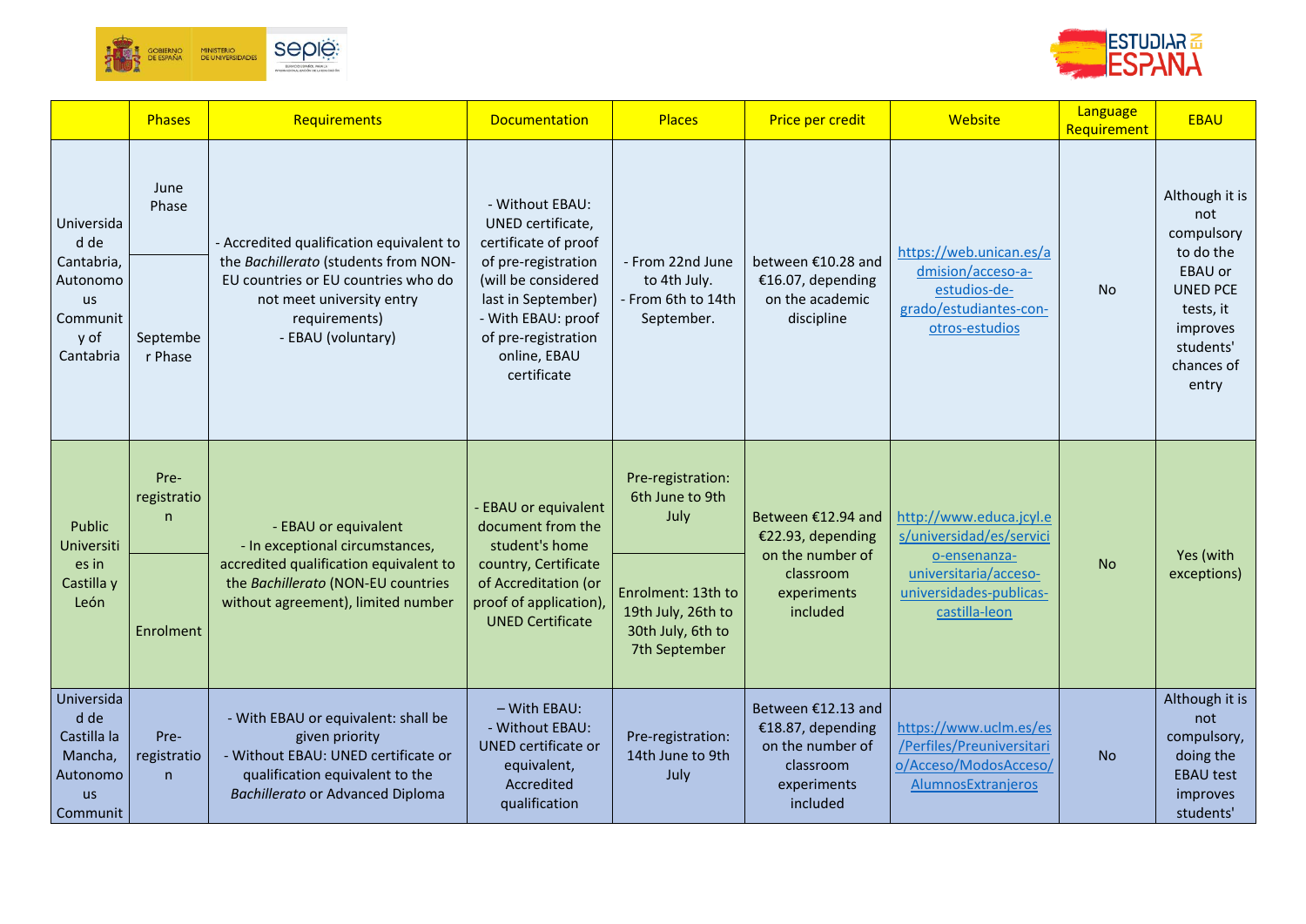| | Phases | Requirements | Documentation | Places | Price per credit | Website | Language Requirement | EBAU |
|---|---|---|---|---|---|---|---|---|
| Universidad de Cantabria, Autonomous Community of Cantabria | June Phase | - Accredited qualification equivalent to the *Bachillerato* (students from NON-EU countries or EU countries who do not meet university entry requirements)<br>- EBAU (voluntary) | - Without EBAU: UNED certificate, certificate of proof of pre-registration (will be considered last in September)<br>- With EBAU: proof of pre-registration online, EBAU certificate | - From 22nd June to 4th July.<br>- From 6th to 14th September. | between €10.28 and €16.07, depending on the academic discipline | https://web.unican.es/admision/acceso-a-estudios-de-grado/estudiantes-con-otros-estudios | No | Although it is not compulsory to do the EBAU or UNED PCE tests, it improves students' chances of entry |
| | September Phase | | | | | | | |
| Public Universities in Castilla y León | Pre-registration | - EBAU or equivalent<br>- In exceptional circumstances, accredited qualification equivalent to the *Bachillerato* (NON-EU countries without agreement), limited number | - EBAU or equivalent document from the student's home country, Certificate of Accreditation (or proof of application), UNED Certificate | Pre-registration: 6th June to 9th July | Between €12.94 and €22.93, depending on the number of classroom experiments included | http://www.educa.jcyl.es/universidad/es/servicio-ensenanza-universitaria/acceso-universidades-publicas-castilla-leon | No | Yes (with exceptions) |
| | Enrolment | | | Enrolment: 13th to 19th July, 26th to 30th July, 6th to 7th September | | | | |
| Universidad de Castilla la Mancha, Autonomous Communit | Pre-registration | - With EBAU or equivalent: shall be given priority<br>- Without EBAU: UNED certificate or qualification equivalent to the *Bachillerato* or Advanced Diploma | – With EBAU:<br>- Without EBAU: UNED certificate or equivalent, Accredited qualification | Pre-registration: 14th June to 9th July | Between €12.13 and €18.87, depending on the number of classroom experiments included | https://www.uclm.es/es/Perfiles/Preuniversitario/Acceso/ModosAcceso/AlumnosExtranjeros | No | Although it is not compulsory, doing the EBAU test improves students' |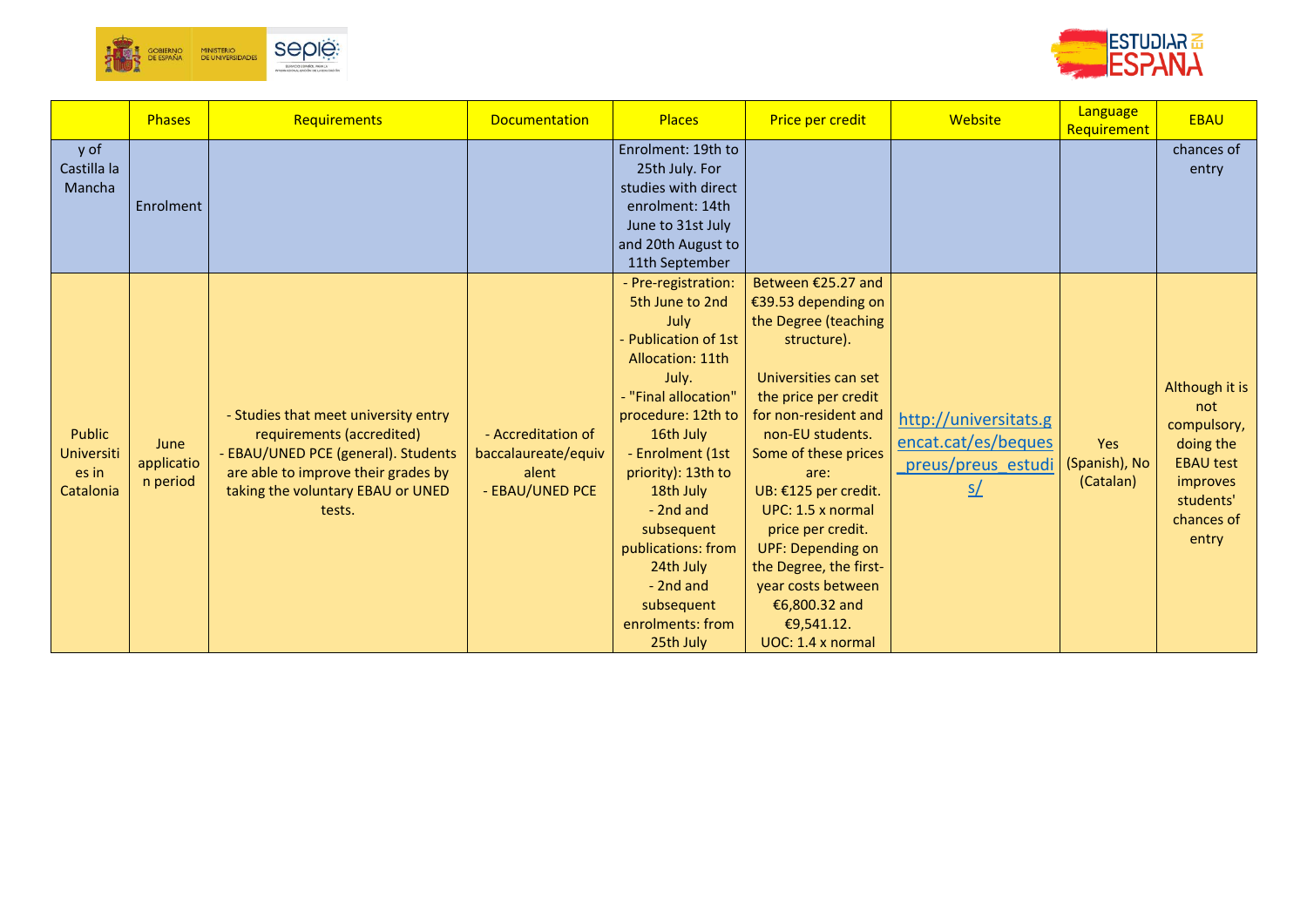| | Phases | Requirements | Documentation | Places | Price per credit | Website | Language Requirement | EBAU |
|---|---|---|---|---|---|---|---|---|
| y of Castilla la Mancha | Enrolment | | | Enrolment: 19th to 25th July. For studies with direct enrolment: 14th June to 31st July and 20th August to 11th September | | | | chances of entry |
| Public Universities in Catalonia | June application period | - Studies that meet university entry requirements (accredited)<br>- EBAU/UNED PCE (general). Students are able to improve their grades by taking the voluntary EBAU or UNED tests. | - Accreditation of baccalaureate/equivalent<br>- EBAU/UNED PCE | - Pre-registration: 5th June to 2nd July<br>- Publication of 1st Allocation: 11th July.<br>- "Final allocation" procedure: 12th to 16th July<br>- Enrolment (1st priority): 13th to 18th July<br>- 2nd and subsequent publications: from 24th July<br>- 2nd and subsequent enrolments: from 25th July | Between €25.27 and €39.53 depending on the Degree (teaching structure).<br><br>Universities can set the price per credit for non-resident and non-EU students. Some of these prices are:<br>UB: €125 per credit.<br>UPC: 1.5 x normal price per credit.<br>UPF: Depending on the Degree, the first-year costs between €6,800.32 and €9,541.12.<br>UOC: 1.4 x normal | http://universitats.gencat.cat/es/beques_preus/preus_estudis/ | Yes (Spanish), No (Catalan) | Although it is not compulsory, doing the EBAU test improves students' chances of entry |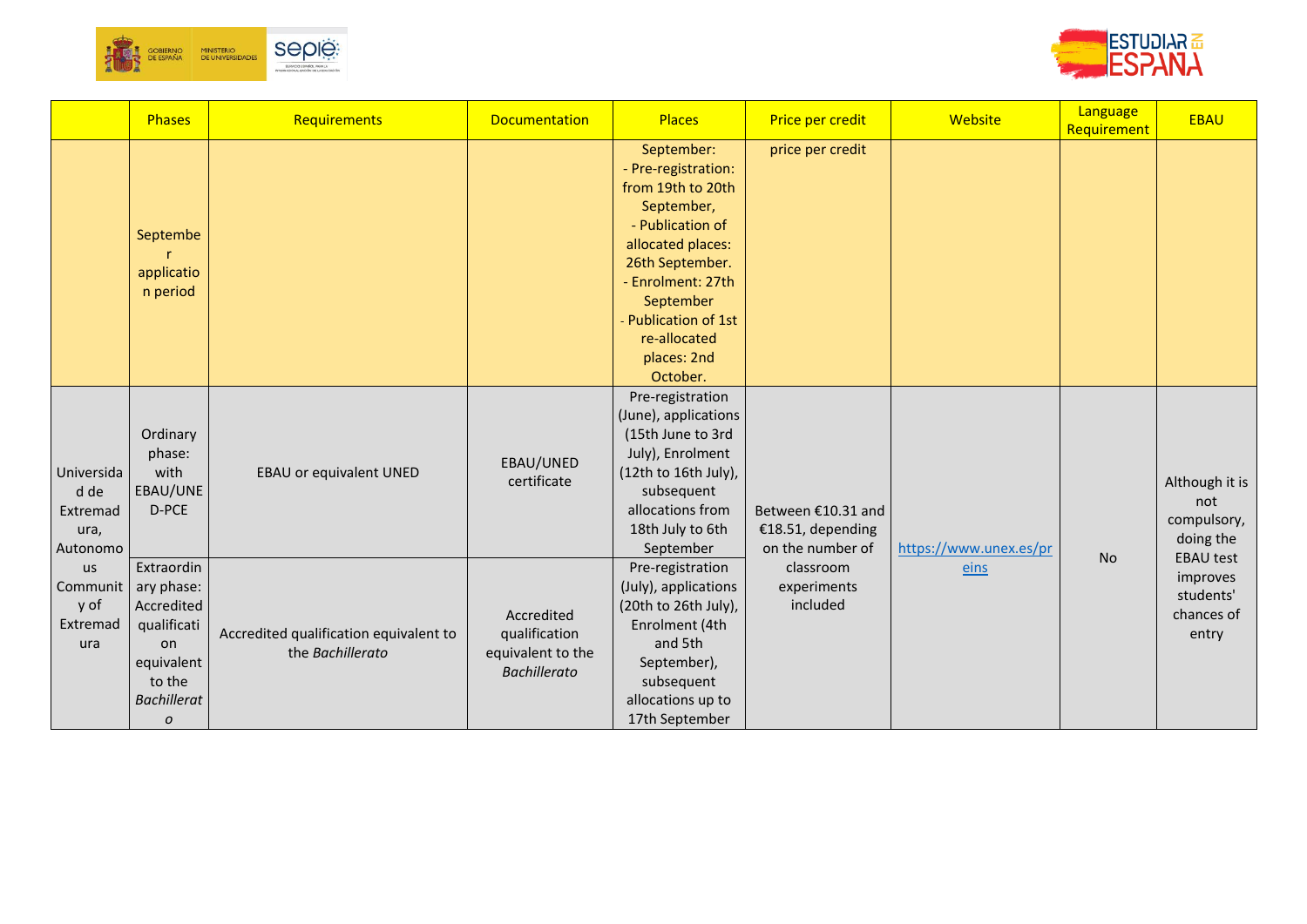| | Phases | Requirements | Documentation | Places | Price per credit | Website | Language Requirement | EBAU |
|---|---|---|---|---|---|---|---|---|
| | September application period | | | September: - Pre-registration: from 19th to 20th September, - Publication of allocated places: 26th September. - Enrolment: 27th September - Publication of 1st re-allocated places: 2nd October. | price per credit | | | |
| Universidad de Extremadura, Autonomous Community of Extremadura | Ordinary phase: with EBAU/UNED-PCE | EBAU or equivalent UNED | EBAU/UNED certificate | Pre-registration (June), applications (15th June to 3rd July), Enrolment (12th to 16th July), subsequent allocations from 18th July to 6th September | Between €10.31 and €18.51, depending on the number of classroom experiments included | https://www.unex.es/preins | No | Although it is not compulsory, doing the EBAU test improves students' chances of entry |
| | Extraordinary phase: Accredited qualification equivalent to the *Bachillerato* | Accredited qualification equivalent to the *Bachillerato* | Accredited qualification equivalent to the *Bachillerato* | Pre-registration (July), applications (20th to 26th July), Enrolment (4th and 5th September), subsequent allocations up to 17th September | | | | |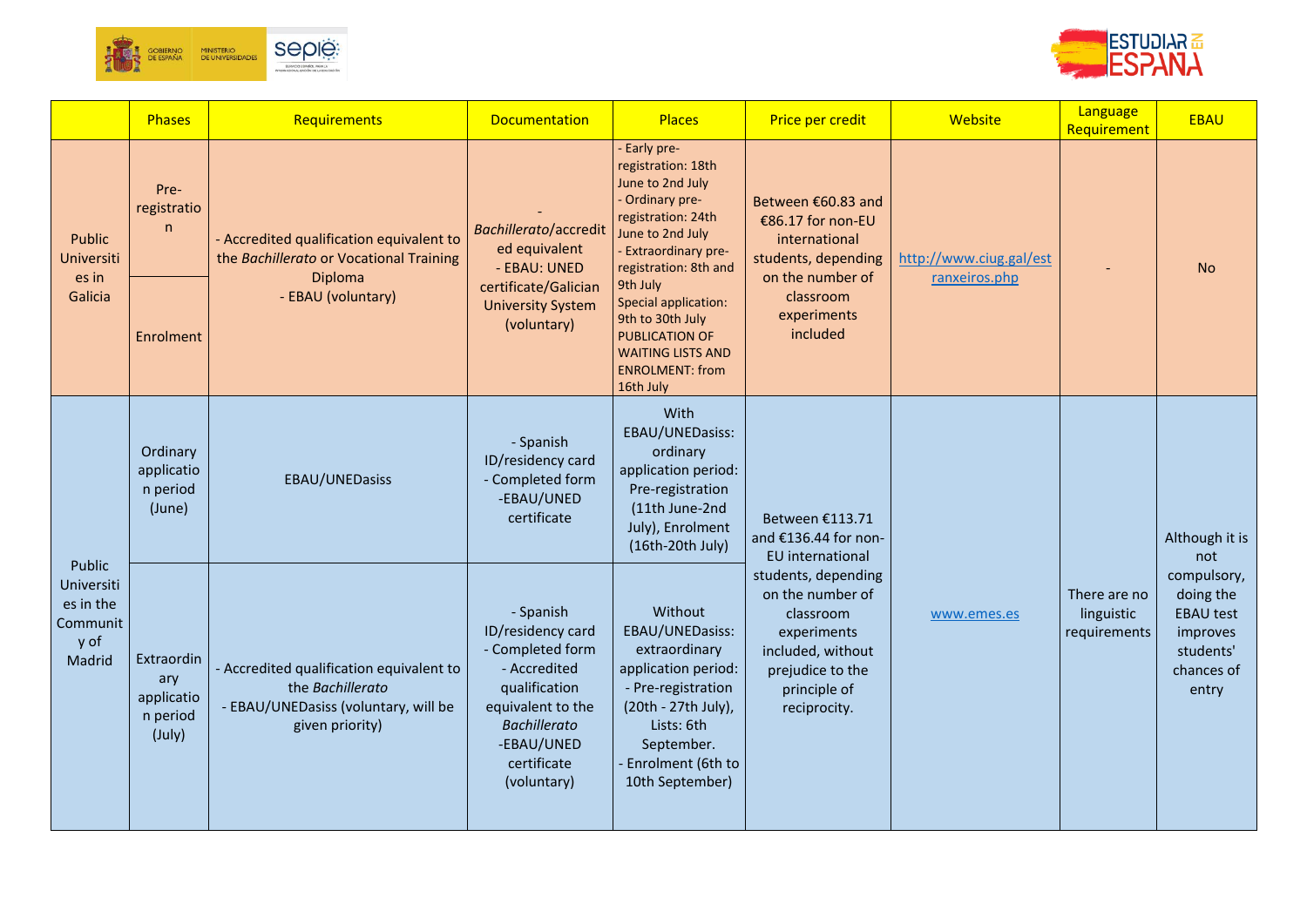| | Phases | Requirements | Documentation | Places | Price per credit | Website | Language Requirement | EBAU |
|---|---|---|---|---|---|---|---|---|
| Public Universities in Galicia | Pre-registration | - Accredited qualification equivalent to the *Bachillerato* or Vocational Training Diploma<br>- EBAU (voluntary) | - *Bachillerato*/accredited equivalent<br>- EBAU: UNED certificate/Galician University System (voluntary) | - Early pre-registration: 18th June to 2nd July<br>- Ordinary pre-registration: 24th June to 2nd July<br>- Extraordinary pre-registration: 8th and 9th July<br>Special application: 9th to 30th July<br>PUBLICATION OF WAITING LISTS AND ENROLMENT: from 16th July | Between €60.83 and €86.17 for non-EU international students, depending on the number of classroom experiments included | http://www.ciug.gal/estranxeiros.php | - | No |
| | Enrolment | | | | | | | |
| Public Universities in the Community of Madrid | Ordinary application period (June) | EBAU/UNEDasiss | - Spanish ID/residency card<br>- Completed form<br>-EBAU/UNED certificate | With EBAU/UNEDasiss: ordinary application period: Pre-registration (11th June-2nd July), Enrolment (16th-20th July) | Between €113.71 and €136.44 for non-EU international students, depending on the number of classroom experiments included, without prejudice to the principle of reciprocity. | www.emes.es | There are no linguistic requirements | Although it is not compulsory, doing the EBAU test improves students' chances of entry |
| | Extraordinary application period (July) | - Accredited qualification equivalent to the *Bachillerato*<br>- EBAU/UNEDasiss (voluntary, will be given priority) | - Spanish ID/residency card<br>- Completed form<br>- Accredited qualification equivalent to the *Bachillerato*<br>-EBAU/UNED certificate (voluntary) | Without EBAU/UNEDasiss: extraordinary application period:<br>- Pre-registration (20th - 27th July), Lists: 6th September.<br>- Enrolment (6th to 10th September) | | | | |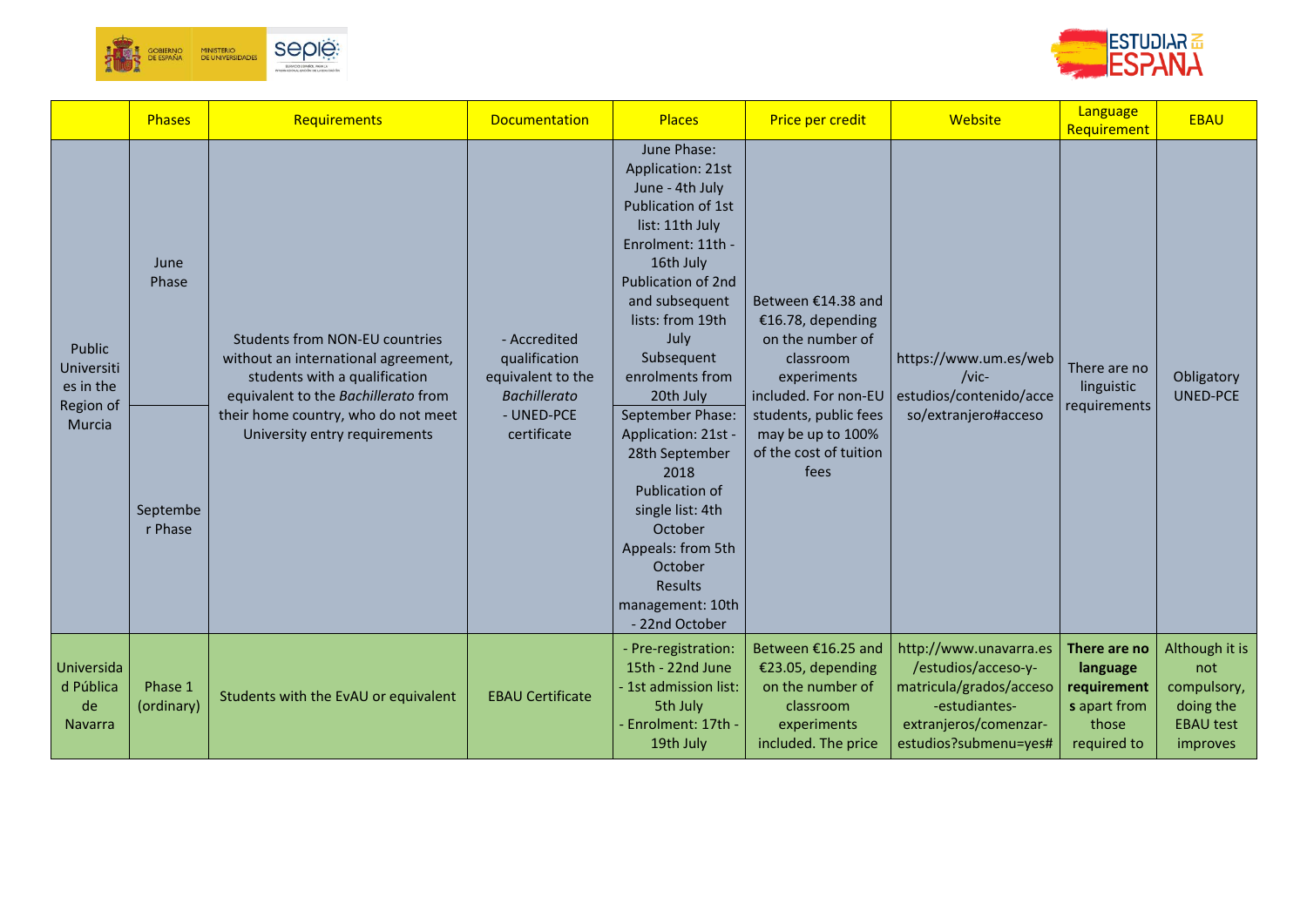| | Phases | Requirements | Documentation | Places | Price per credit | Website | Language Requirement | EBAU |
|---|---|---|---|---|---|---|---|---|
| Public Universities in the Region of Murcia | June Phase | Students from NON-EU countries without an international agreement, students with a qualification equivalent to the *Bachillerato* from their home country, who do not meet University entry requirements | - Accredited qualification equivalent to the *Bachillerato*<br>- UNED-PCE certificate | June Phase:<br>Application: 21st June - 4th July<br>Publication of 1st list: 11th July<br>Enrolment: 11th - 16th July<br>Publication of 2nd and subsequent lists: from 19th July<br>Subsequent enrolments from 20th July | Between €14.38 and €16.78, depending on the number of classroom experiments included. For non-EU students, public fees may be up to 100% of the cost of tuition fees | https://www.um.es/web/vic-estudios/contenido/acceso/extranjero#acceso | There are no linguistic requirements | Obligatory UNED-PCE |
| | September Phase | | | September Phase:<br>Application: 21st - 28th September 2018<br>Publication of single list: 4th October<br>Appeals: from 5th October<br>Results management: 10th - 22nd October | | | | |
| Universidad Pública de Navarra | Phase 1 (ordinary) | Students with the EvAU or equivalent | EBAU Certificate | - Pre-registration: 15th - 22nd June<br>- 1st admission list: 5th July<br>- Enrolment: 17th - 19th July | Between €16.25 and €23.05, depending on the number of classroom experiments included. The price | http://www.unavarra.es/estudios/acceso-y-matricula/grados/acceso-estudiantes-extranjeros/comenzar-estudios?submenu=yes# | **There are no language requirements** apart from those required to | Although it is not compulsory, doing the EBAU test improves |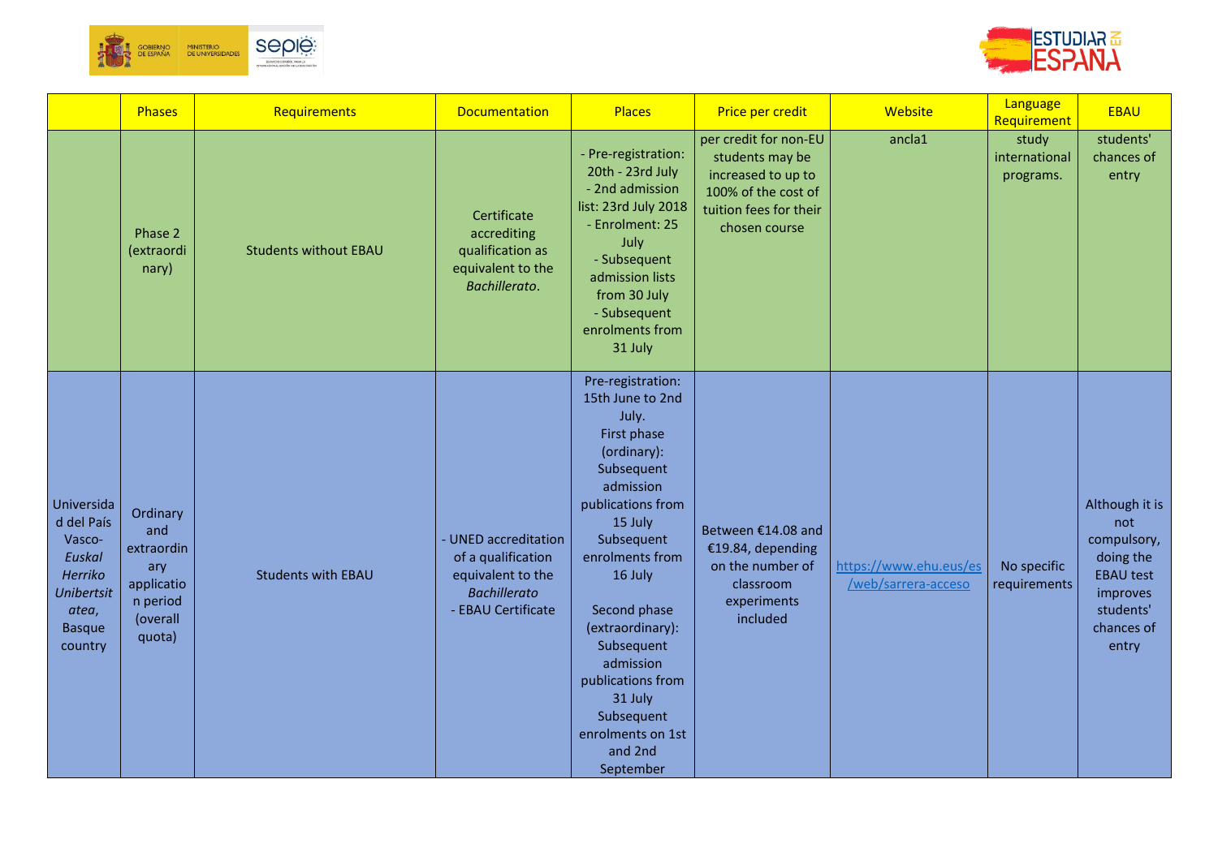| | Phases | Requirements | Documentation | Places | Price per credit | Website | Language Requirement | EBAU |
|---|---|---|---|---|---|---|---|---|
| | Phase 2 (extraordinary) | Students without EBAU | Certificate accrediting qualification as equivalent to the *Bachillerato*. | - Pre-registration: 20th - 23rd July<br>- 2nd admission list: 23rd July 2018<br>- Enrolment: 25 July<br>- Subsequent admission lists from 30 July<br>- Subsequent enrolments from 31 July | per credit for non-EU students may be increased to up to 100% of the cost of tuition fees for their chosen course | ancla1 | study international programs. | students' chances of entry |
| Universidad del País Vasco-*Euskal Herriko Unibertsitatea*, Basque country | Ordinary and extraordinary application period (overall quota) | Students with EBAU | - UNED accreditation of a qualification equivalent to the *Bachillerato*<br>- EBAU Certificate | Pre-registration: 15th June to 2nd July.<br>First phase (ordinary): Subsequent admission publications from 15 July<br>Subsequent enrolments from 16 July<br><br>Second phase (extraordinary): Subsequent admission publications from 31 July<br>Subsequent enrolments on 1st and 2nd September | Between €14.08 and €19.84, depending on the number of classroom experiments included | https://www.ehu.eus/es/web/sarrera-acceso | No specific requirements | Although it is not compulsory, doing the EBAU test improves students' chances of entry |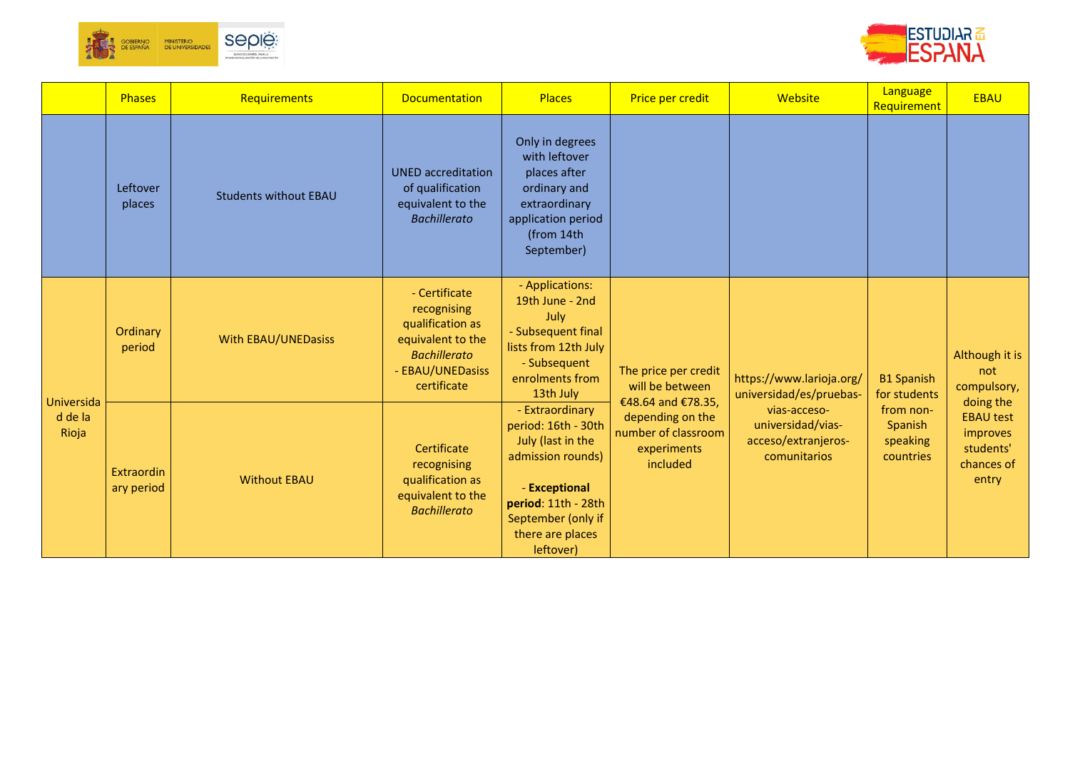|  | Phases | Requirements | Documentation | Places | Price per credit | Website | Language Requirement | EBAU |
|---|---|---|---|---|---|---|---|---|
|  | Leftover places | Students without EBAU | UNED accreditation of qualification equivalent to the *Bachillerato* | Only in degrees with leftover places after ordinary and extraordinary application period (from 14th September) |  |  |  |  |
| Universidad de la Rioja | Ordinary period | With EBAU/UNEDasiss | - Certificate recognising qualification as equivalent to the *Bachillerato*<br>- EBAU/UNEDasiss certificate | - Applications: 19th June - 2nd July<br>- Subsequent final lists from 12th July<br>- Subsequent enrolments from 13th July | The price per credit will be between €48.64 and €78.35, depending on the number of classroom experiments included | https://www.larioja.org/universidad/es/pruebas-vias-acceso-universidad/vias-acceso/extranjeros-comunitarios | B1 Spanish for students from non-Spanish speaking countries | Although it is not compulsory, doing the EBAU test improves students' chances of entry |
|  | Extraordinary period | Without EBAU | Certificate recognising qualification as equivalent to the *Bachillerato* | - Extraordinary period: 16th - 30th July (last in the admission rounds)<br><br>- **Exceptional period**: 11th - 28th September (only if there are places leftover) |  |  |  |  |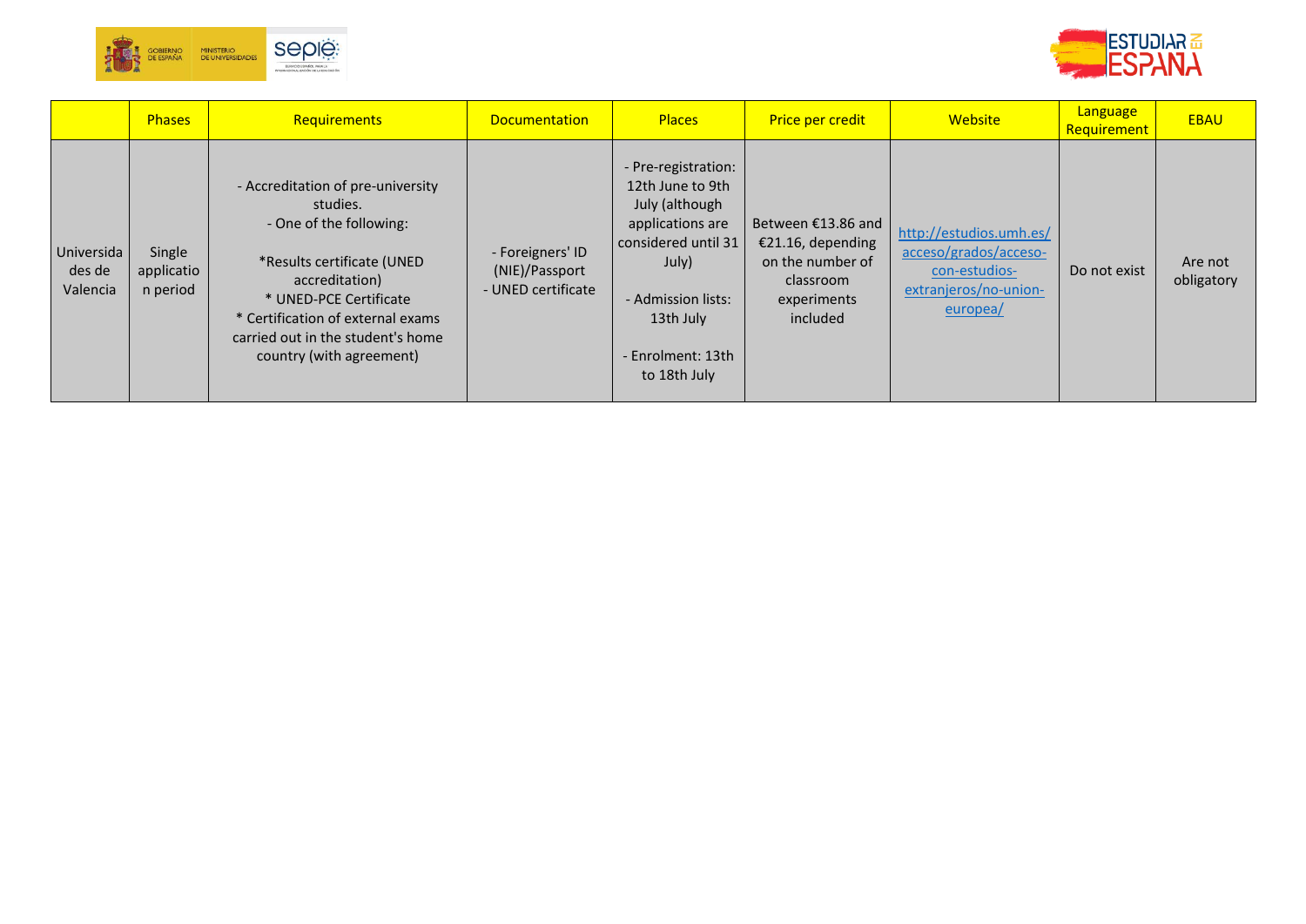| | Phases | Requirements | Documentation | Places | Price per credit | Website | Language Requirement | EBAU |
|---|---|---|---|---|---|---|---|---|
| Universidades de Valencia | Single application period | - Accreditation of pre-university studies.<br>- One of the following:<br><br>*Results certificate (UNED accreditation)<br>* UNED-PCE Certificate<br>* Certification of external exams carried out in the student's home country (with agreement) | - Foreigners' ID (NIE)/Passport<br>- UNED certificate | - Pre-registration: 12th June to 9th July (although applications are considered until 31 July)<br><br>- Admission lists: 13th July<br><br>- Enrolment: 13th to 18th July | Between €13.86 and €21.16, depending on the number of classroom experiments included | http://estudios.umh.es/acceso/grados/acceso-con-estudios-extranjeros/no-union-europea/ | Do not exist | Are not obligatory |